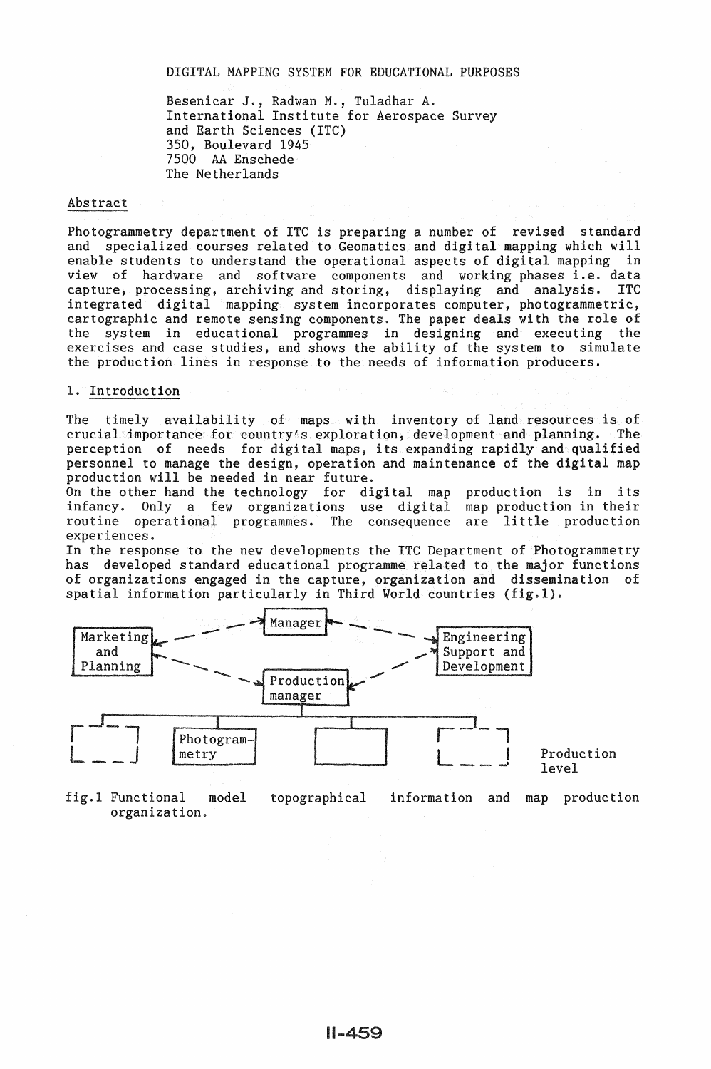# DIGITAL MAPPING SYSTEM FOR EDUCATIONAL PURPOSES

Besenicar J., Radwan M., Tuladhar A.
International Institute for Aerospace Survey and Earth Sciences (ITC)
350, Boulevard 1945
7500 AA Enschede
The Netherlands

## Abstract

Photogrammetry department of ITC is preparing a number of revised standard and specialized courses related to Geomatics and digital mapping which will enable students to understand the operational aspects of digital mapping in view of hardware and software components and working phases i.e. data capture, processing, archiving and storing, displaying and analysis. ITC integrated digital mapping system incorporates computer, photogrammetric, cartographic and remote sensing components. The paper deals with the role of the system in educational programmes in designing and executing the exercises and case studies, and shows the ability of the system to simulate the production lines in response to the needs of information producers.

## 1. Introduction

The timely availability of maps with inventory of land resources is of crucial importance for country's exploration, development and planning. The perception of needs for digital maps, its expanding rapidly and qualified personnel to manage the design, operation and maintenance of the digital map production will be needed in near future.

On the other hand the technology for digital map production is in its infancy. Only a few organizations use digital map production in their routine operational programmes. The consequence are little production experiences.

In the response to the new developments the ITC Department of Photogrammetry has developed standard educational programme related to the major functions of organizations engaged in the capture, organization and dissemination of spatial information particularly in Third World countries (fig.1).

Manager

Marketing and Planning

Engineering Support and Development

Production manager

Photogrammetry

Production level

fig.1 Functional model topographical information and map production organization.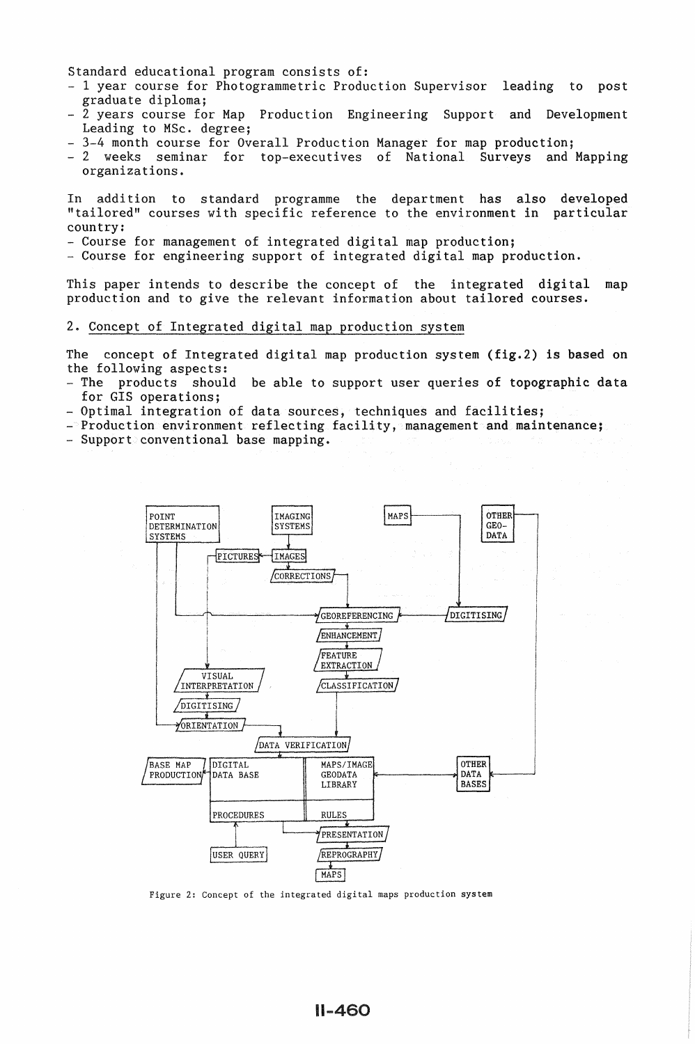Standard educational program consists of:

- 1 year course for Photogrammetric Production Supervisor leading to post graduate diploma;
- 2 years course for Map Production Engineering Support and Development Leading to MSc. degree;
- 3-4 month course for Overall Production Manager for map production;
- 2 weeks seminar for top-executives of National Surveys and Mapping organizations.

In addition to standard programme the department has also developed "tailored" courses with specific reference to the environment in particular country:

- Course for management of integrated digital map production;
- Course for engineering support of integrated digital map production.

This paper intends to describe the concept of the integrated digital map production and to give the relevant information about tailored courses.

## 2. Concept of Integrated digital map production system

The concept of Integrated digital map production system (fig.2) is based on the following aspects:

- The products should be able to support user queries of topographic data for GIS operations;
- Optimal integration of data sources, techniques and facilities;
- Production environment reflecting facility, management and maintenance;
- Support conventional base mapping.

Figure 2: Concept of the integrated digital maps production system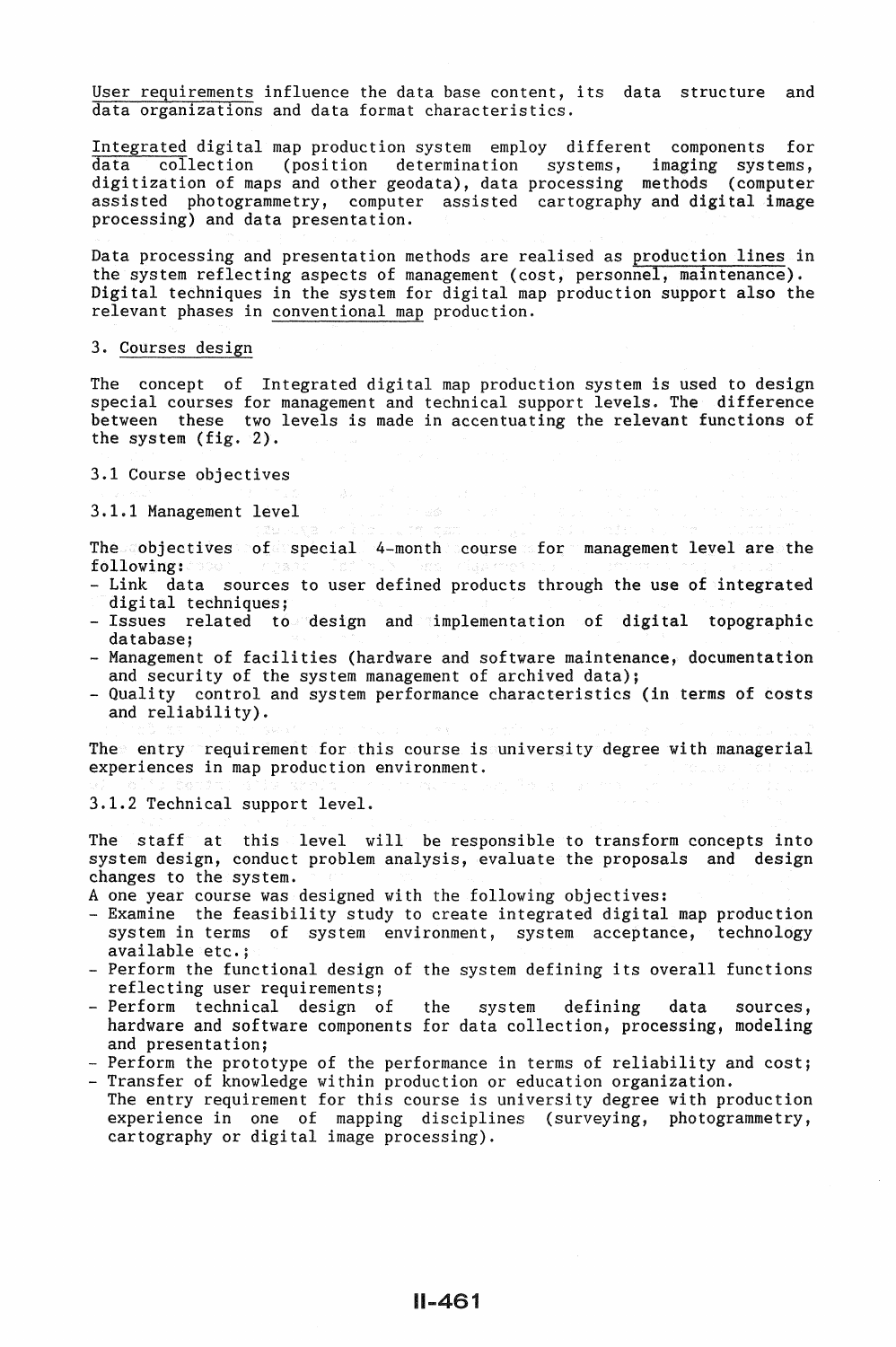<u>User requirements</u> influence the data base content, its data structure and data organizations and data format characteristics.

<u>Integrated</u> digital map production system employ different components for data collection (position determination systems, imaging systems, digitization of maps and other geodata), data processing methods (computer assisted photogrammetry, computer assisted cartography and digital image processing) and data presentation.

Data processing and presentation methods are realised as <u>production lines</u> in the system reflecting aspects of management (cost, personnel, maintenance). Digital techniques in the system for digital map production support also the relevant phases in <u>conventional map</u> production.

## 3. <u>Courses design</u>

The concept of Integrated digital map production system is used to design special courses for management and technical support levels. The difference between these two levels is made in accentuating the relevant functions of the system (fig. 2).

### 3.1 Course objectives

#### 3.1.1 Management level

The objectives of special 4-month course for management level are the following:

- Link data sources to user defined products through the use of integrated digital techniques;
- Issues related to design and implementation of digital topographic database;
- Management of facilities (hardware and software maintenance, documentation and security of the system management of archived data);
- Quality control and system performance characteristics (in terms of costs and reliability).

The entry requirement for this course is university degree with managerial experiences in map production environment.

#### 3.1.2 Technical support level.

The staff at this level will be responsible to transform concepts into system design, conduct problem analysis, evaluate the proposals and design changes to the system.

A one year course was designed with the following objectives:

- Examine the feasibility study to create integrated digital map production system in terms of system environment, system acceptance, technology available etc.;
- Perform the functional design of the system defining its overall functions reflecting user requirements;
- Perform technical design of the system defining data sources, hardware and software components for data collection, processing, modeling and presentation;
- Perform the prototype of the performance in terms of reliability and cost;
- Transfer of knowledge within production or education organization.

The entry requirement for this course is university degree with production experience in one of mapping disciplines (surveying, photogrammetry, cartography or digital image processing).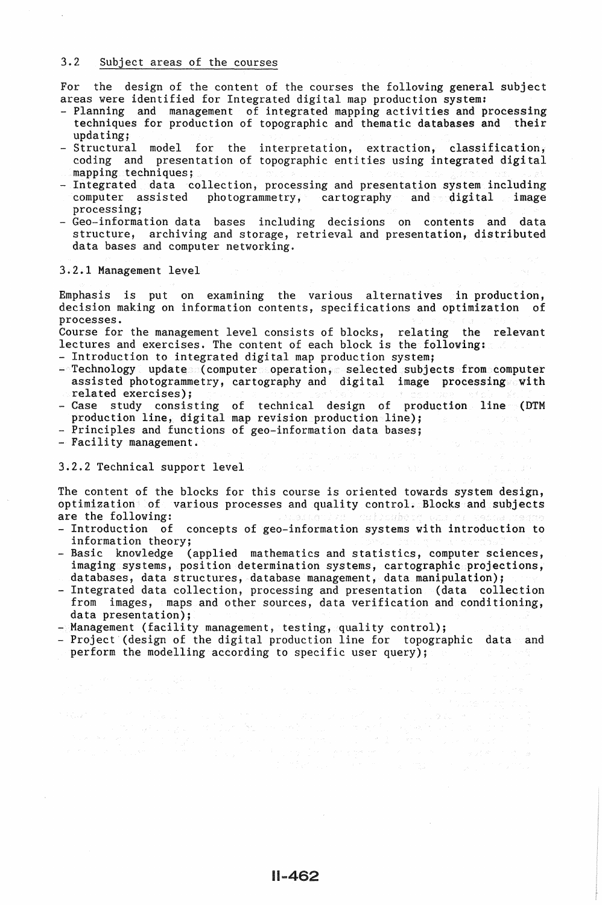### 3.2 Subject areas of the courses

For the design of the content of the courses the following general subject areas were identified for Integrated digital map production system:

- Planning and management of integrated mapping activities and processing techniques for production of topographic and thematic databases and their updating;
- Structural model for the interpretation, extraction, classification, coding and presentation of topographic entities using integrated digital mapping techniques;
- Integrated data collection, processing and presentation system including computer assisted photogrammetry, cartography and digital image processing;
- Geo-information data bases including decisions on contents and data structure, archiving and storage, retrieval and presentation, distributed data bases and computer networking.

#### 3.2.1 Management level

Emphasis is put on examining the various alternatives in production, decision making on information contents, specifications and optimization of processes.

Course for the management level consists of blocks, relating the relevant lectures and exercises. The content of each block is the following:

- Introduction to integrated digital map production system;
- Technology update (computer operation, selected subjects from computer assisted photogrammetry, cartography and digital image processing with related exercises);
- Case study consisting of technical design of production line (DTM production line, digital map revision production line);
- Principles and functions of geo-information data bases;
- Facility management.

#### 3.2.2 Technical support level

The content of the blocks for this course is oriented towards system design, optimization of various processes and quality control. Blocks and subjects are the following:

- Introduction of concepts of geo-information systems with introduction to information theory;
- Basic knowledge (applied mathematics and statistics, computer sciences, imaging systems, position determination systems, cartographic projections, databases, data structures, database management, data manipulation);
- Integrated data collection, processing and presentation (data collection from images, maps and other sources, data verification and conditioning, data presentation);
- Management (facility management, testing, quality control);
- Project (design of the digital production line for topographic data and perform the modelling according to specific user query);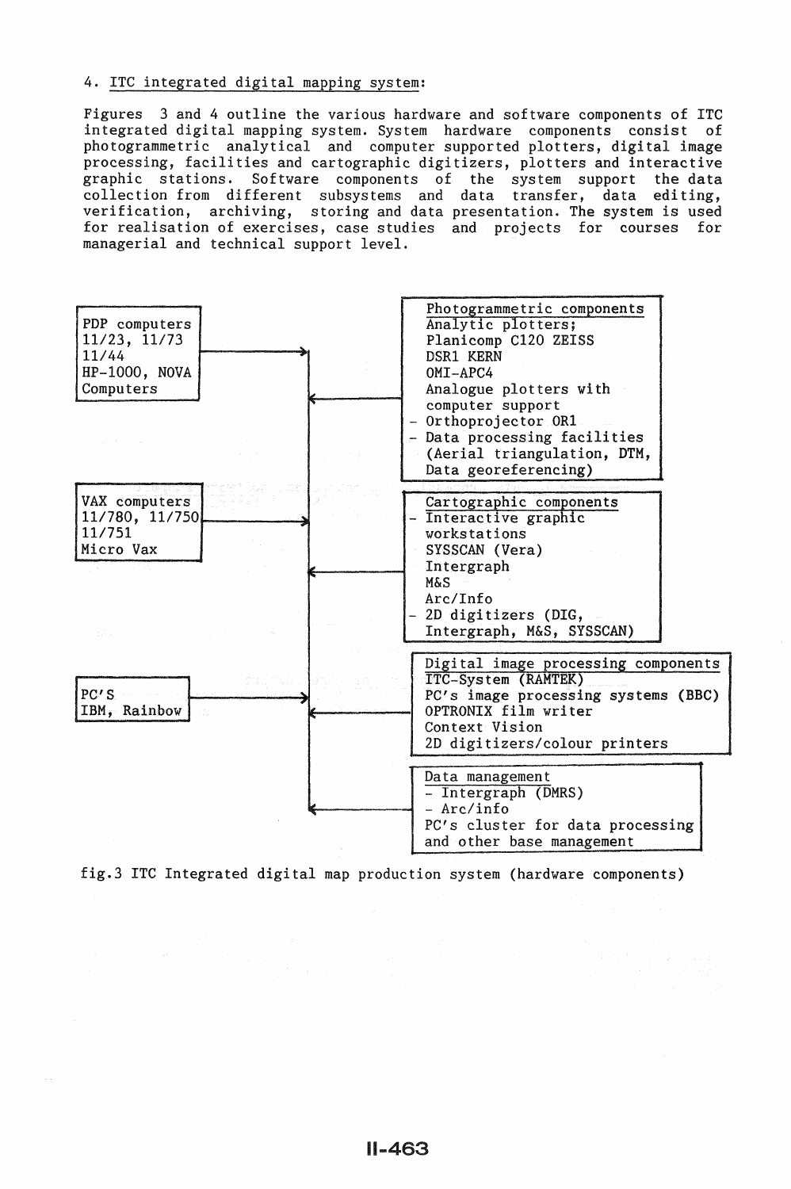## 4. ITC integrated digital mapping system:

Figures 3 and 4 outline the various hardware and software components of ITC integrated digital mapping system. System hardware components consist of photogrammetric analytical and computer supported plotters, digital image processing, facilities and cartographic digitizers, plotters and interactive graphic stations. Software components of the system support the data collection from different subsystems and data transfer, data editing, verification, archiving, storing and data presentation. The system is used for realisation of exercises, case studies and projects for courses for managerial and technical support level.

PDP computers
11/23, 11/73
11/44
HP-1000, NOVA
Computers

VAX computers
11/780, 11/750
11/751
Micro Vax

PC'S
IBM, Rainbow

Photogrammetric components
Analytic plotters;
Planicomp C120 ZEISS
DSR1 KERN
OMI-APC4
Analogue plotters with computer support
- Orthoprojector OR1
- Data processing facilities (Aerial triangulation, DTM, Data georeferencing)

Cartographic components
- Interactive graphic workstations
SYSSCAN (Vera)
Intergraph
M&S
Arc/Info
- 2D digitizers (DIG, Intergraph, M&S, SYSSCAN)

Digital image processing components
ITC-System (RAMTEK)
PC's image processing systems (BBC)
OPTRONIX film writer
Context Vision
2D digitizers/colour printers

Data management
- Intergraph (DMRS)
- Arc/info
PC's cluster for data processing and other base management

fig.3 ITC Integrated digital map production system (hardware components)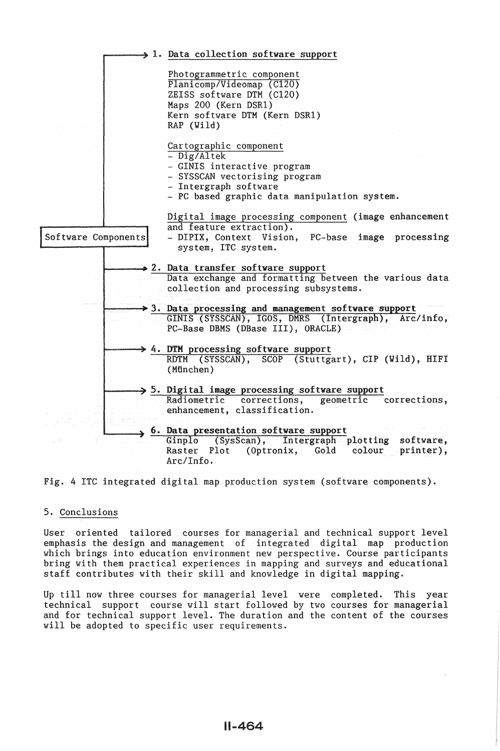Software Components

1. Data collection software support

   Photogrammetric component
   Planicomp/Videomap (C120)
   ZEISS software DTM (C120)
   Maps 200 (Kern DSR1)
   Kern software DTM (Kern DSR1)
   RAP (Wild)

   Cartographic component
   - Dig/Altek
   - GINIS interactive program
   - SYSSCAN vectorising program
   - Intergraph software
   - PC based graphic data manipulation system.

   Digital image processing component (image enhancement and feature extraction).
   - DIPIX, Context Vision, PC-base image processing system, ITC system.

2. Data transfer software support
   Data exchange and formatting between the various data collection and processing subsystems.

3. Data processing and management software support
   GINIS (SYSSCAN), IGOS, DMRS (Intergraph), Arc/info, PC-Base DBMS (DBase III), ORACLE)

4. DTM processing software support
   RDTM (SYSSCAN), SCOP (Stuttgart), CIP (Wild), HIFI (München)

5. Digital image processing software support
   Radiometric corrections, geometric corrections, enhancement, classification.

6. Data presentation software support
   Ginplo (SysScan), Intergraph plotting software, Raster Plot (Optronix, Gold colour printer), Arc/Info.

Fig. 4 ITC integrated digital map production system (software components).

## 5. Conclusions

User oriented tailored courses for managerial and technical support level emphasis the design and management of integrated digital map production which brings into education environment new perspective. Course participants bring with them practical experiences in mapping and surveys and educational staff contributes with their skill and knowledge in digital mapping.

Up till now three courses for managerial level were completed. This year technical support course will start followed by two courses for managerial and for technical support level. The duration and the content of the courses will be adopted to specific user requirements.